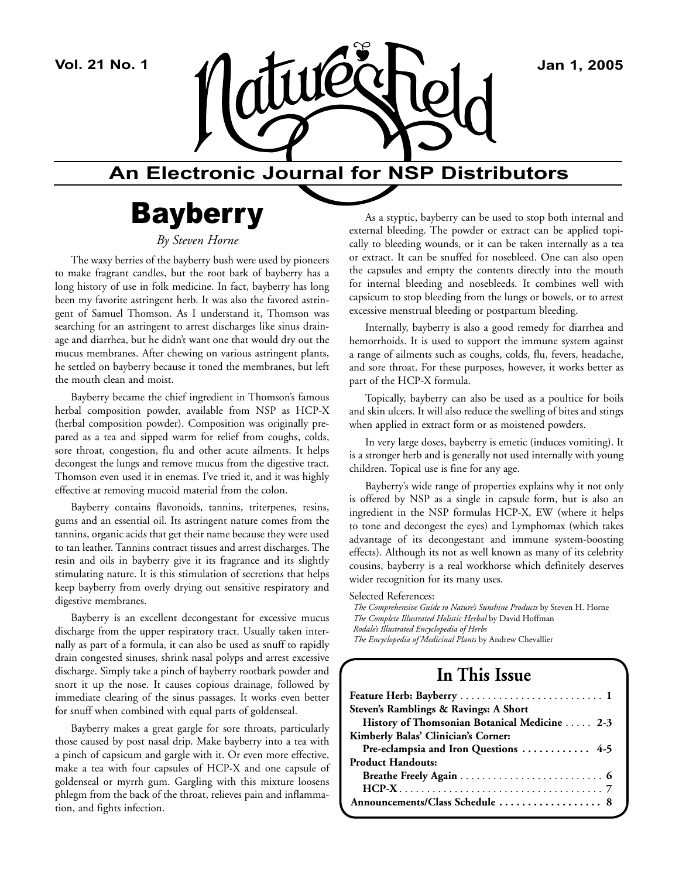# Nature's Field

## An Electronic Journal for NSP Distributors

# Bayberry

*By Steven Horne*

The waxy berries of the bayberry bush were used by pioneers to make fragrant candles, but the root bark of bayberry has a long history of use in folk medicine. In fact, bayberry has long been my favorite astringent herb. It was also the favored astringent of Samuel Thomson. As I understand it, Thomson was searching for an astringent to arrest discharges like sinus drainage and diarrhea, but he didn't want one that would dry out the mucus membranes. After chewing on various astringent plants, he settled on bayberry because it toned the membranes, but left the mouth clean and moist.

Bayberry became the chief ingredient in Thomson's famous herbal composition powder, available from NSP as HCP-X (herbal composition powder). Composition was originally prepared as a tea and sipped warm for relief from coughs, colds, sore throat, congestion, flu and other acute ailments. It helps decongest the lungs and remove mucus from the digestive tract. Thomson even used it in enemas. I've tried it, and it was highly effective at removing mucoid material from the colon.

Bayberry contains flavonoids, tannins, triterpenes, resins, gums and an essential oil. Its astringent nature comes from the tannins, organic acids that get their name because they were used to tan leather. Tannins contract tissues and arrest discharges. The resin and oils in bayberry give it its fragrance and its slightly stimulating nature. It is this stimulation of secretions that helps keep bayberry from overly drying out sensitive respiratory and digestive membranes.

Bayberry is an excellent decongestant for excessive mucus discharge from the upper respiratory tract. Usually taken internally as part of a formula, it can also be used as snuff to rapidly drain congested sinuses, shrink nasal polyps and arrest excessive discharge. Simply take a pinch of bayberry rootbark powder and snort it up the nose. It causes copious drainage, followed by immediate clearing of the sinus passages. It works even better for snuff when combined with equal parts of goldenseal.

Bayberry makes a great gargle for sore throats, particularly those caused by post nasal drip. Make bayberry into a tea with a pinch of capsicum and gargle with it. Or even more effective, make a tea with four capsules of HCP-X and one capsule of goldenseal or myrrh gum. Gargling with this mixture loosens phlegm from the back of the throat, relieves pain and inflammation, and fights infection.

As a styptic, bayberry can be used to stop both internal and external bleeding. The powder or extract can be applied topically to bleeding wounds, or it can be taken internally as a tea or extract. It can be snuffed for nosebleed. One can also open the capsules and empty the contents directly into the mouth for internal bleeding and nosebleeds. It combines well with capsicum to stop bleeding from the lungs or bowels, or to arrest excessive menstrual bleeding or postpartum bleeding.

Internally, bayberry is also a good remedy for diarrhea and hemorrhoids. It is used to support the immune system against a range of ailments such as coughs, colds, flu, fevers, headache, and sore throat. For these purposes, however, it works better as part of the HCP-X formula.

Topically, bayberry can also be used as a poultice for boils and skin ulcers. It will also reduce the swelling of bites and stings when applied in extract form or as moistened powders.

In very large doses, bayberry is emetic (induces vomiting). It is a stronger herb and is generally not used internally with young children. Topical use is fine for any age.

Bayberry's wide range of properties explains why it not only is offered by NSP as a single in capsule form, but is also an ingredient in the NSP formulas HCP-X, EW (where it helps to tone and decongest the eyes) and Lymphomax (which takes advantage of its decongestant and immune system-boosting effects). Although its not as well known as many of its celebrity cousins, bayberry is a real workhorse which definitely deserves wider recognition for its many uses.

Selected References:

*The Comprehensive Guide to Nature's Sunshine Products* by Steven H. Horne
*The Complete Illustrated Holistic Herbal* by David Hoffman
*Rodale's Illustrated Encyclopedia of Herbs*
*The Encyclopedia of Medicinal Plants* by Andrew Chevallier

## In This Issue

**Feature Herb: Bayberry** ........ **1**
**Steven's Ramblings & Ravings: A Short History of Thomsonian Botanical Medicine** ........ **2-3**
**Kimberly Balas' Clinician's Corner: Pre-eclampsia and Iron Questions** ........ **4-5**
**Product Handouts:**
**Breathe Freely Again** ........ **6**
**HCP-X** ........ **7**
**Announcements/Class Schedule** ........ **8**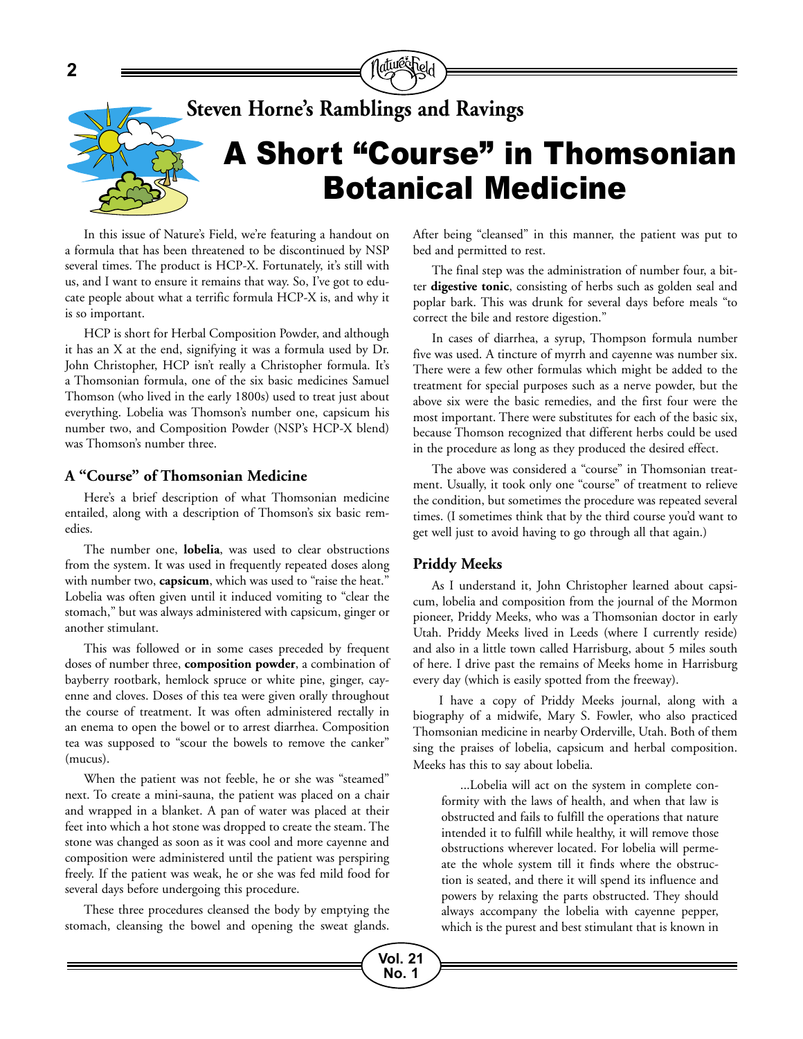## Steven Horne's Ramblings and Ravings

# A Short "Course" in Thomsonian Botanical Medicine

In this issue of Nature's Field, we're featuring a handout on a formula that has been threatened to be discontinued by NSP several times. The product is HCP-X. Fortunately, it's still with us, and I want to ensure it remains that way. So, I've got to educate people about what a terrific formula HCP-X is, and why it is so important.

HCP is short for Herbal Composition Powder, and although it has an X at the end, signifying it was a formula used by Dr. John Christopher, HCP isn't really a Christopher formula. It's a Thomsonian formula, one of the six basic medicines Samuel Thomson (who lived in the early 1800s) used to treat just about everything. Lobelia was Thomson's number one, capsicum his number two, and Composition Powder (NSP's HCP-X blend) was Thomson's number three.

### A "Course" of Thomsonian Medicine

Here's a brief description of what Thomsonian medicine entailed, along with a description of Thomson's six basic remedies.

The number one, **lobelia**, was used to clear obstructions from the system. It was used in frequently repeated doses along with number two, **capsicum**, which was used to "raise the heat." Lobelia was often given until it induced vomiting to "clear the stomach," but was always administered with capsicum, ginger or another stimulant.

This was followed or in some cases preceded by frequent doses of number three, **composition powder**, a combination of bayberry rootbark, hemlock spruce or white pine, ginger, cayenne and cloves. Doses of this tea were given orally throughout the course of treatment. It was often administered rectally in an enema to open the bowel or to arrest diarrhea. Composition tea was supposed to "scour the bowels to remove the canker" (mucus).

When the patient was not feeble, he or she was "steamed" next. To create a mini-sauna, the patient was placed on a chair and wrapped in a blanket. A pan of water was placed at their feet into which a hot stone was dropped to create the steam. The stone was changed as soon as it was cool and more cayenne and composition were administered until the patient was perspiring freely. If the patient was weak, he or she was fed mild food for several days before undergoing this procedure.

These three procedures cleansed the body by emptying the stomach, cleansing the bowel and opening the sweat glands. After being "cleansed" in this manner, the patient was put to bed and permitted to rest.

The final step was the administration of number four, a bitter **digestive tonic**, consisting of herbs such as golden seal and poplar bark. This was drunk for several days before meals "to correct the bile and restore digestion."

In cases of diarrhea, a syrup, Thompson formula number five was used. A tincture of myrrh and cayenne was number six. There were a few other formulas which might be added to the treatment for special purposes such as a nerve powder, but the above six were the basic remedies, and the first four were the most important. There were substitutes for each of the basic six, because Thomson recognized that different herbs could be used in the procedure as long as they produced the desired effect.

The above was considered a "course" in Thomsonian treatment. Usually, it took only one "course" of treatment to relieve the condition, but sometimes the procedure was repeated several times. (I sometimes think that by the third course you'd want to get well just to avoid having to go through all that again.)

### Priddy Meeks

As I understand it, John Christopher learned about capsicum, lobelia and composition from the journal of the Mormon pioneer, Priddy Meeks, who was a Thomsonian doctor in early Utah. Priddy Meeks lived in Leeds (where I currently reside) and also in a little town called Harrisburg, about 5 miles south of here. I drive past the remains of Meeks home in Harrisburg every day (which is easily spotted from the freeway).

I have a copy of Priddy Meeks journal, along with a biography of a midwife, Mary S. Fowler, who also practiced Thomsonian medicine in nearby Orderville, Utah. Both of them sing the praises of lobelia, capsicum and herbal composition. Meeks has this to say about lobelia.

> ...Lobelia will act on the system in complete conformity with the laws of health, and when that law is obstructed and fails to fulfill the operations that nature intended it to fulfill while healthy, it will remove those obstructions wherever located. For lobelia will permeate the whole system till it finds where the obstruction is seated, and there it will spend its influence and powers by relaxing the parts obstructed. They should always accompany the lobelia with cayenne pepper, which is the purest and best stimulant that is known in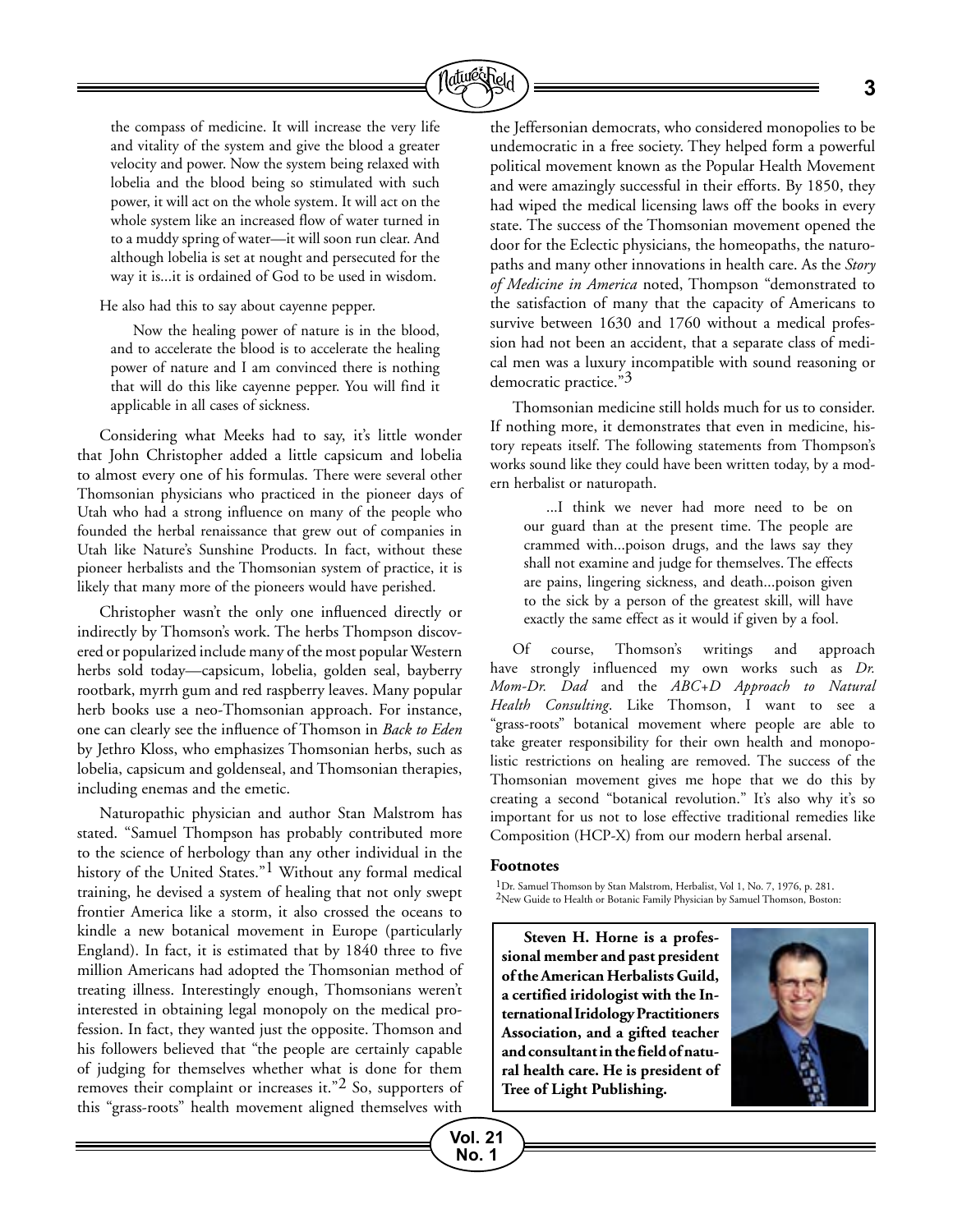> the compass of medicine. It will increase the very life and vitality of the system and give the blood a greater velocity and power. Now the system being relaxed with lobelia and the blood being so stimulated with such power, it will act on the whole system. It will act on the whole system like an increased flow of water turned in to a muddy spring of water—it will soon run clear. And although lobelia is set at nought and persecuted for the way it is...it is ordained of God to be used in wisdom.

He also had this to say about cayenne pepper.

> Now the healing power of nature is in the blood, and to accelerate the blood is to accelerate the healing power of nature and I am convinced there is nothing that will do this like cayenne pepper. You will find it applicable in all cases of sickness.

Considering what Meeks had to say, it's little wonder that John Christopher added a little capsicum and lobelia to almost every one of his formulas. There were several other Thomsonian physicians who practiced in the pioneer days of Utah who had a strong influence on many of the people who founded the herbal renaissance that grew out of companies in Utah like Nature's Sunshine Products. In fact, without these pioneer herbalists and the Thomsonian system of practice, it is likely that many more of the pioneers would have perished.

Christopher wasn't the only one influenced directly or indirectly by Thomson's work. The herbs Thompson discovered or popularized include many of the most popular Western herbs sold today—capsicum, lobelia, golden seal, bayberry rootbark, myrrh gum and red raspberry leaves. Many popular herb books use a neo-Thomsonian approach. For instance, one can clearly see the influence of Thomson in *Back to Eden* by Jethro Kloss, who emphasizes Thomsonian herbs, such as lobelia, capsicum and goldenseal, and Thomsonian therapies, including enemas and the emetic.

Naturopathic physician and author Stan Malstrom has stated. "Samuel Thompson has probably contributed more to the science of herbology than any other individual in the history of the United States."[1] Without any formal medical training, he devised a system of healing that not only swept frontier America like a storm, it also crossed the oceans to kindle a new botanical movement in Europe (particularly England). In fact, it is estimated that by 1840 three to five million Americans had adopted the Thomsonian method of treating illness. Interestingly enough, Thomsonians weren't interested in obtaining legal monopoly on the medical profession. In fact, they wanted just the opposite. Thomson and his followers believed that "the people are certainly capable of judging for themselves whether what is done for them removes their complaint or increases it."[2] So, supporters of this "grass-roots" health movement aligned themselves with the Jeffersonian democrats, who considered monopolies to be undemocratic in a free society. They helped form a powerful political movement known as the Popular Health Movement and were amazingly successful in their efforts. By 1850, they had wiped the medical licensing laws off the books in every state. The success of the Thomsonian movement opened the door for the Eclectic physicians, the homeopaths, the naturopaths and many other innovations in health care. As the *Story of Medicine in America* noted, Thompson "demonstrated to the satisfaction of many that the capacity of Americans to survive between 1630 and 1760 without a medical profession had not been an accident, that a separate class of medical men was a luxury incompatible with sound reasoning or democratic practice."[3]

Thomsonian medicine still holds much for us to consider. If nothing more, it demonstrates that even in medicine, history repeats itself. The following statements from Thompson's works sound like they could have been written today, by a modern herbalist or naturopath.

> ...I think we never had more need to be on our guard than at the present time. The people are crammed with...poison drugs, and the laws say they shall not examine and judge for themselves. The effects are pains, lingering sickness, and death...poison given to the sick by a person of the greatest skill, will have exactly the same effect as it would if given by a fool.

Of course, Thomson's writings and approach have strongly influenced my own works such as *Dr. Mom-Dr. Dad* and the *ABC+D Approach to Natural Health Consulting*. Like Thomson, I want to see a "grass-roots" botanical movement where people are able to take greater responsibility for their own health and monopolistic restrictions on healing are removed. The success of the Thomsonian movement gives me hope that we do this by creating a second "botanical revolution." It's also why it's so important for us not to lose effective traditional remedies like Composition (HCP-X) from our modern herbal arsenal.

#### Footnotes

[1] Dr. Samuel Thomson by Stan Malstrom, Herbalist, Vol 1, No. 7, 1976, p. 281.
[2] New Guide to Health or Botanic Family Physician by Samuel Thomson, Boston:

**Steven H. Horne is a professional member and past president of the American Herbalists Guild, a certified iridologist with the International Iridology Practitioners Association, and a gifted teacher and consultant in the field of natural health care. He is president of Tree of Light Publishing.**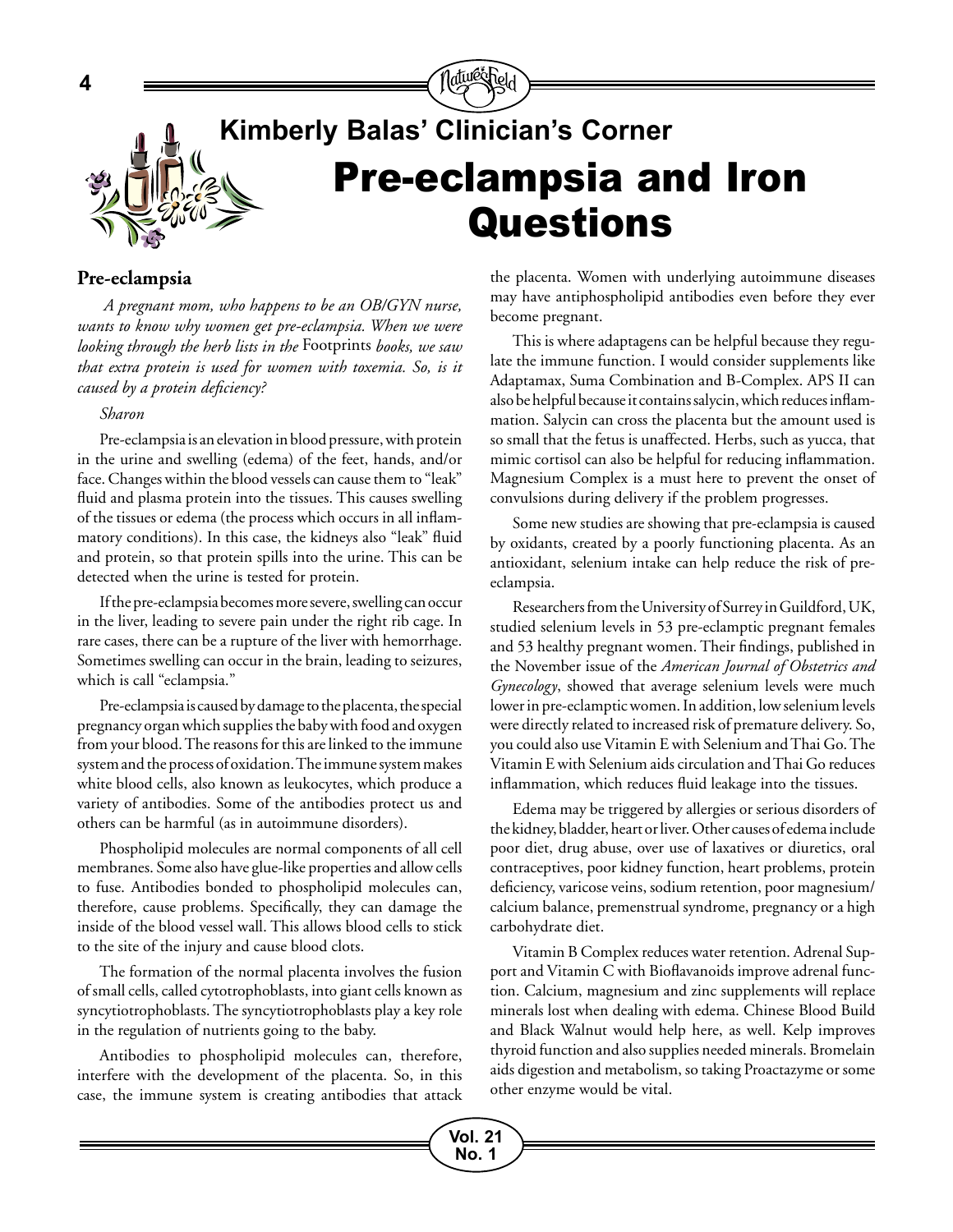## Kimberly Balas' Clinician's Corner

# Pre-eclampsia and Iron Questions

### Pre-eclampsia

*A pregnant mom, who happens to be an OB/GYN nurse, wants to know why women get pre-eclampsia. When we were looking through the herb lists in the* Footprints *books, we saw that extra protein is used for women with toxemia. So, is it caused by a protein deficiency?*

*Sharon*

Pre-eclampsia is an elevation in blood pressure, with protein in the urine and swelling (edema) of the feet, hands, and/or face. Changes within the blood vessels can cause them to "leak" fluid and plasma protein into the tissues. This causes swelling of the tissues or edema (the process which occurs in all inflammatory conditions). In this case, the kidneys also "leak" fluid and protein, so that protein spills into the urine. This can be detected when the urine is tested for protein.

If the pre-eclampsia becomes more severe, swelling can occur in the liver, leading to severe pain under the right rib cage. In rare cases, there can be a rupture of the liver with hemorrhage. Sometimes swelling can occur in the brain, leading to seizures, which is call "eclampsia."

Pre-eclampsia is caused by damage to the placenta, the special pregnancy organ which supplies the baby with food and oxygen from your blood. The reasons for this are linked to the immune system and the process of oxidation. The immune system makes white blood cells, also known as leukocytes, which produce a variety of antibodies. Some of the antibodies protect us and others can be harmful (as in autoimmune disorders).

Phospholipid molecules are normal components of all cell membranes. Some also have glue-like properties and allow cells to fuse. Antibodies bonded to phospholipid molecules can, therefore, cause problems. Specifically, they can damage the inside of the blood vessel wall. This allows blood cells to stick to the site of the injury and cause blood clots.

The formation of the normal placenta involves the fusion of small cells, called cytotrophoblasts, into giant cells known as syncytiotrophoblasts. The syncytiotrophoblasts play a key role in the regulation of nutrients going to the baby.

Antibodies to phospholipid molecules can, therefore, interfere with the development of the placenta. So, in this case, the immune system is creating antibodies that attack the placenta. Women with underlying autoimmune diseases may have antiphospholipid antibodies even before they ever become pregnant.

This is where adaptagens can be helpful because they regulate the immune function. I would consider supplements like Adaptamax, Suma Combination and B-Complex. APS II can also be helpful because it contains salycin, which reduces inflammation. Salycin can cross the placenta but the amount used is so small that the fetus is unaffected. Herbs, such as yucca, that mimic cortisol can also be helpful for reducing inflammation. Magnesium Complex is a must here to prevent the onset of convulsions during delivery if the problem progresses.

Some new studies are showing that pre-eclampsia is caused by oxidants, created by a poorly functioning placenta. As an antioxidant, selenium intake can help reduce the risk of pre-eclampsia.

Researchers from the University of Surrey in Guildford, UK, studied selenium levels in 53 pre-eclamptic pregnant females and 53 healthy pregnant women. Their findings, published in the November issue of the *American Journal of Obstetrics and Gynecology*, showed that average selenium levels were much lower in pre-eclamptic women. In addition, low selenium levels were directly related to increased risk of premature delivery. So, you could also use Vitamin E with Selenium and Thai Go. The Vitamin E with Selenium aids circulation and Thai Go reduces inflammation, which reduces fluid leakage into the tissues.

Edema may be triggered by allergies or serious disorders of the kidney, bladder, heart or liver. Other causes of edema include poor diet, drug abuse, over use of laxatives or diuretics, oral contraceptives, poor kidney function, heart problems, protein deficiency, varicose veins, sodium retention, poor magnesium/calcium balance, premenstrual syndrome, pregnancy or a high carbohydrate diet.

Vitamin B Complex reduces water retention. Adrenal Support and Vitamin C with Bioflavanoids improve adrenal function. Calcium, magnesium and zinc supplements will replace minerals lost when dealing with edema. Chinese Blood Build and Black Walnut would help here, as well. Kelp improves thyroid function and also supplies needed minerals. Bromelain aids digestion and metabolism, so taking Proactazyme or some other enzyme would be vital.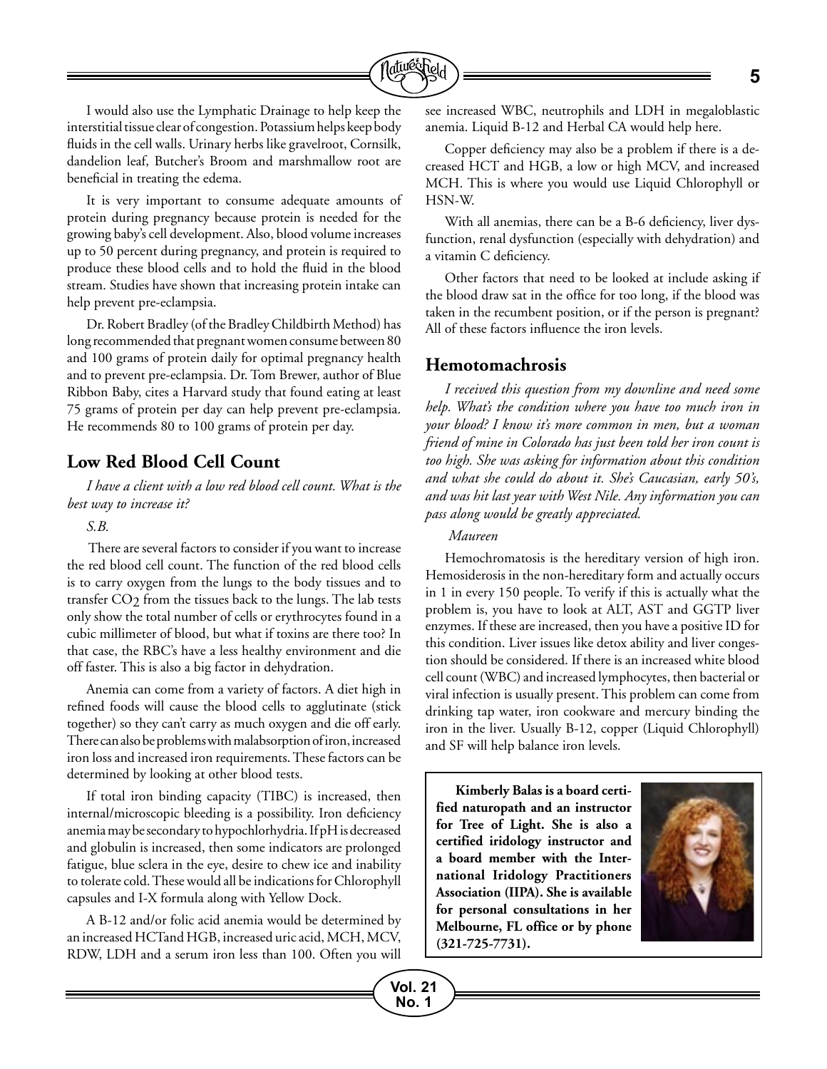I would also use the Lymphatic Drainage to help keep the interstitial tissue clear of congestion. Potassium helps keep body fluids in the cell walls. Urinary herbs like gravelroot, Cornsilk, dandelion leaf, Butcher's Broom and marshmallow root are beneficial in treating the edema.

It is very important to consume adequate amounts of protein during pregnancy because protein is needed for the growing baby's cell development. Also, blood volume increases up to 50 percent during pregnancy, and protein is required to produce these blood cells and to hold the fluid in the blood stream. Studies have shown that increasing protein intake can help prevent pre-eclampsia.

Dr. Robert Bradley (of the Bradley Childbirth Method) has long recommended that pregnant women consume between 80 and 100 grams of protein daily for optimal pregnancy health and to prevent pre-eclampsia. Dr. Tom Brewer, author of Blue Ribbon Baby, cites a Harvard study that found eating at least 75 grams of protein per day can help prevent pre-eclampsia. He recommends 80 to 100 grams of protein per day.

## Low Red Blood Cell Count

*I have a client with a low red blood cell count. What is the best way to increase it?*

*S.B.*

There are several factors to consider if you want to increase the red blood cell count. The function of the red blood cells is to carry oxygen from the lungs to the body tissues and to transfer $CO_2$ from the tissues back to the lungs. The lab tests only show the total number of cells or erythrocytes found in a cubic millimeter of blood, but what if toxins are there too? In that case, the RBC's have a less healthy environment and die off faster. This is also a big factor in dehydration.

Anemia can come from a variety of factors. A diet high in refined foods will cause the blood cells to agglutinate (stick together) so they can't carry as much oxygen and die off early. There can also be problems with malabsorption of iron, increased iron loss and increased iron requirements. These factors can be determined by looking at other blood tests.

If total iron binding capacity (TIBC) is increased, then internal/microscopic bleeding is a possibility. Iron deficiency anemia may be secondary to hypochlorhydria. If pH is decreased and globulin is increased, then some indicators are prolonged fatigue, blue sclera in the eye, desire to chew ice and inability to tolerate cold. These would all be indications for Chlorophyll capsules and I-X formula along with Yellow Dock.

A B-12 and/or folic acid anemia would be determined by an increased HCTand HGB, increased uric acid, MCH, MCV, RDW, LDH and a serum iron less than 100. Often you will see increased WBC, neutrophils and LDH in megaloblastic anemia. Liquid B-12 and Herbal CA would help here.

Copper deficiency may also be a problem if there is a decreased HCT and HGB, a low or high MCV, and increased MCH. This is where you would use Liquid Chlorophyll or HSN-W.

With all anemias, there can be a B-6 deficiency, liver dysfunction, renal dysfunction (especially with dehydration) and a vitamin C deficiency.

Other factors that need to be looked at include asking if the blood draw sat in the office for too long, if the blood was taken in the recumbent position, or if the person is pregnant? All of these factors influence the iron levels.

## Hemotomachrosis

*I received this question from my downline and need some help. What's the condition where you have too much iron in your blood? I know it's more common in men, but a woman friend of mine in Colorado has just been told her iron count is too high. She was asking for information about this condition and what she could do about it. She's Caucasian, early 50's, and was hit last year with West Nile. Any information you can pass along would be greatly appreciated.*

*Maureen*

Hemochromatosis is the hereditary version of high iron. Hemosiderosis in the non-hereditary form and actually occurs in 1 in every 150 people. To verify if this is actually what the problem is, you have to look at ALT, AST and GGTP liver enzymes. If these are increased, then you have a positive ID for this condition. Liver issues like detox ability and liver congestion should be considered. If there is an increased white blood cell count (WBC) and increased lymphocytes, then bacterial or viral infection is usually present. This problem can come from drinking tap water, iron cookware and mercury binding the iron in the liver. Usually B-12, copper (Liquid Chlorophyll) and SF will help balance iron levels.

**Kimberly Balas is a board certified naturopath and an instructor for Tree of Light. She is also a certified iridology instructor and a board member with the International Iridology Practitioners Association (IIPA). She is available for personal consultations in her Melbourne, FL office or by phone (321-725-7731).**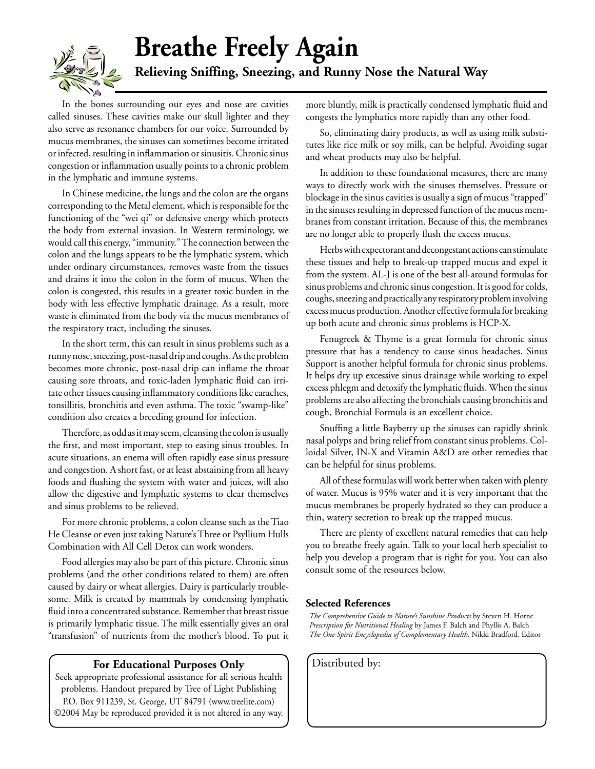# Breathe Freely Again

## Relieving Sniffing, Sneezing, and Runny Nose the Natural Way

In the bones surrounding our eyes and nose are cavities called sinuses. These cavities make our skull lighter and they also serve as resonance chambers for our voice. Surrounded by mucus membranes, the sinuses can sometimes become irritated or infected, resulting in inflammation or sinusitis. Chronic sinus congestion or inflammation usually points to a chronic problem in the lymphatic and immune systems.

In Chinese medicine, the lungs and the colon are the organs corresponding to the Metal element, which is responsible for the functioning of the "wei qi" or defensive energy which protects the body from external invasion. In Western terminology, we would call this energy, "immunity." The connection between the colon and the lungs appears to be the lymphatic system, which under ordinary circumstances, removes waste from the tissues and drains it into the colon in the form of mucus. When the colon is congested, this results in a greater toxic burden in the body with less effective lymphatic drainage. As a result, more waste is eliminated from the body via the mucus membranes of the respiratory tract, including the sinuses.

In the short term, this can result in sinus problems such as a runny nose, sneezing, post-nasal drip and coughs. As the problem becomes more chronic, post-nasal drip can inflame the throat causing sore throats, and toxic-laden lymphatic fluid can irritate other tissues causing inflammatory conditions like earaches, tonsillitis, bronchitis and even asthma. The toxic "swamp-like" condition also creates a breeding ground for infection.

Therefore, as odd as it may seem, cleansing the colon is usually the first, and most important, step to easing sinus troubles. In acute situations, an enema will often rapidly ease sinus pressure and congestion. A short fast, or at least abstaining from all heavy foods and flushing the system with water and juices, will also allow the digestive and lymphatic systems to clear themselves and sinus problems to be relieved.

For more chronic problems, a colon cleanse such as the Tiao He Cleanse or even just taking Nature's Three or Psyllium Hulls Combination with All Cell Detox can work wonders.

Food allergies may also be part of this picture. Chronic sinus problems (and the other conditions related to them) are often caused by dairy or wheat allergies. Dairy is particularly troublesome. Milk is created by mammals by condensing lymphatic fluid into a concentrated substance. Remember that breast tissue is primarily lymphatic tissue. The milk essentially gives an oral "transfusion" of nutrients from the mother's blood. To put it more bluntly, milk is practically condensed lymphatic fluid and congests the lymphatics more rapidly than any other food.

So, eliminating dairy products, as well as using milk substitutes like rice milk or soy milk, can be helpful. Avoiding sugar and wheat products may also be helpful.

In addition to these foundational measures, there are many ways to directly work with the sinuses themselves. Pressure or blockage in the sinus cavities is usually a sign of mucus "trapped" in the sinuses resulting in depressed function of the mucus membranes from constant irritation. Because of this, the membranes are no longer able to properly flush the excess mucus.

Herbs with expectorant and decongestant actions can stimulate these tissues and help to break-up trapped mucus and expel it from the system. AL-J is one of the best all-around formulas for sinus problems and chronic sinus congestion. It is good for colds, coughs, sneezing and practically any respiratory problem involving excess mucus production. Another effective formula for breaking up both acute and chronic sinus problems is HCP-X.

Fenugreek & Thyme is a great formula for chronic sinus pressure that has a tendency to cause sinus headaches. Sinus Support is another helpful formula for chronic sinus problems. It helps dry up excessive sinus drainage while working to expel excess phlegm and detoxify the lymphatic fluids. When the sinus problems are also affecting the bronchials causing bronchitis and cough, Bronchial Formula is an excellent choice.

Snuffing a little Bayberry up the sinuses can rapidly shrink nasal polyps and bring relief from constant sinus problems. Colloidal Silver, IN-X and Vitamin A&D are other remedies that can be helpful for sinus problems.

All of these formulas will work better when taken with plenty of water. Mucus is 95% water and it is very important that the mucus membranes be properly hydrated so they can produce a thin, watery secretion to break up the trapped mucus.

There are plenty of excellent natural remedies that can help you to breathe freely again. Talk to your local herb specialist to help you develop a program that is right for you. You can also consult some of the resources below.

### Selected References

*The Comprehensive Guide to Nature's Sunshine Products* by Steven H. Horne
*Prescription for Nutritional Healing* by James F. Balch and Phyllis A. Balch
*The One Spirit Encyclopedia of Complementary Health,* Nikki Bradford, Editor

**For Educational Purposes Only**

Seek appropriate professional assistance for all serious health problems. Handout prepared by Tree of Light Publishing P.O. Box 911239, St. George, UT 84791 (www.treelite.com) ©2004 May be reproduced provided it is not altered in any way.

Distributed by: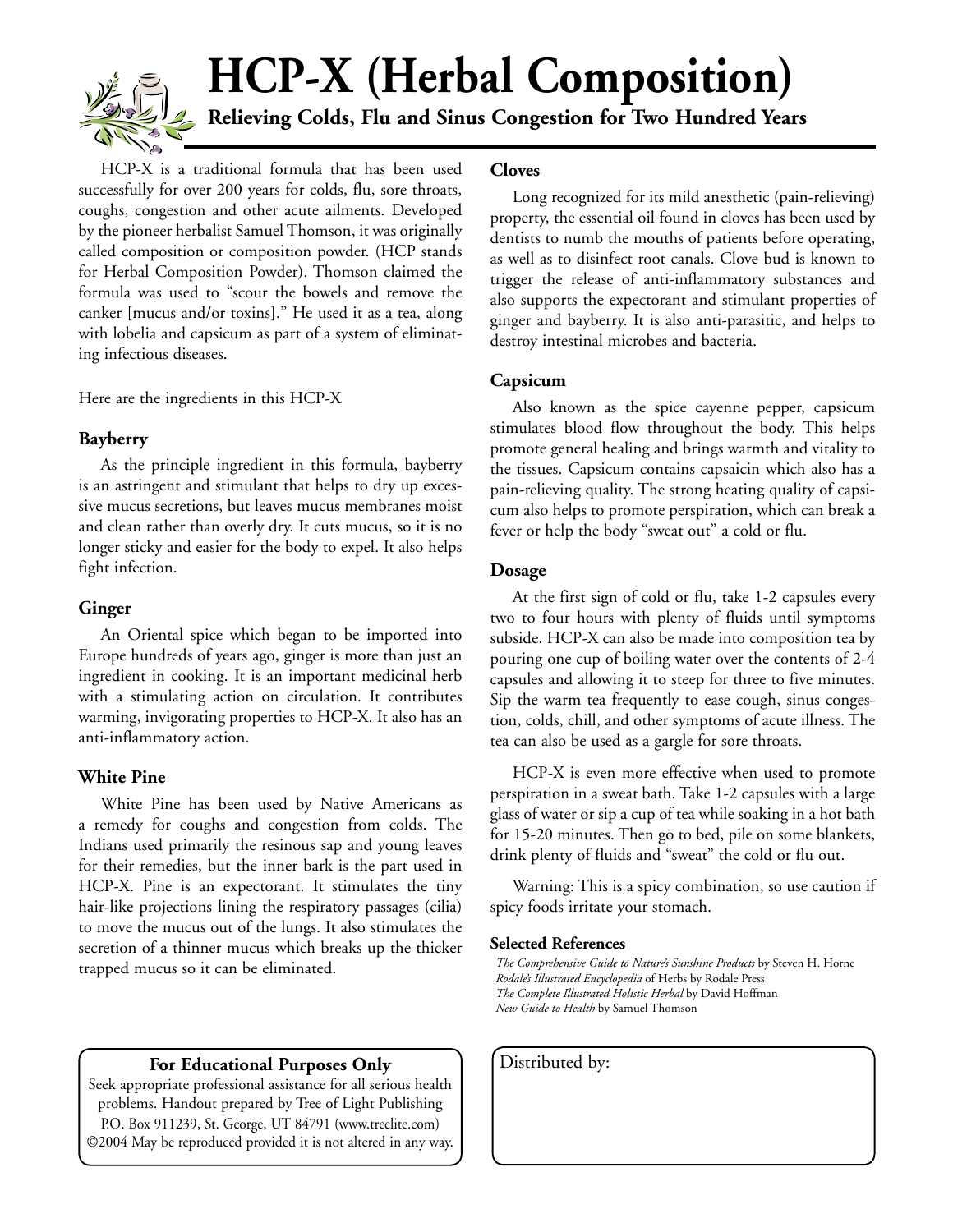# HCP-X (Herbal Composition)

**Relieving Colds, Flu and Sinus Congestion for Two Hundred Years**

HCP-X is a traditional formula that has been used successfully for over 200 years for colds, flu, sore throats, coughs, congestion and other acute ailments. Developed by the pioneer herbalist Samuel Thomson, it was originally called composition or composition powder. (HCP stands for Herbal Composition Powder). Thomson claimed the formula was used to "scour the bowels and remove the canker [mucus and/or toxins]." He used it as a tea, along with lobelia and capsicum as part of a system of eliminating infectious diseases.

Here are the ingredients in this HCP-X

### Bayberry

As the principle ingredient in this formula, bayberry is an astringent and stimulant that helps to dry up excessive mucus secretions, but leaves mucus membranes moist and clean rather than overly dry. It cuts mucus, so it is no longer sticky and easier for the body to expel. It also helps fight infection.

### Ginger

An Oriental spice which began to be imported into Europe hundreds of years ago, ginger is more than just an ingredient in cooking. It is an important medicinal herb with a stimulating action on circulation. It contributes warming, invigorating properties to HCP-X. It also has an anti-inflammatory action.

### White Pine

White Pine has been used by Native Americans as a remedy for coughs and congestion from colds. The Indians used primarily the resinous sap and young leaves for their remedies, but the inner bark is the part used in HCP-X. Pine is an expectorant. It stimulates the tiny hair-like projections lining the respiratory passages (cilia) to move the mucus out of the lungs. It also stimulates the secretion of a thinner mucus which breaks up the thicker trapped mucus so it can be eliminated.

### Cloves

Long recognized for its mild anesthetic (pain-relieving) property, the essential oil found in cloves has been used by dentists to numb the mouths of patients before operating, as well as to disinfect root canals. Clove bud is known to trigger the release of anti-inflammatory substances and also supports the expectorant and stimulant properties of ginger and bayberry. It is also anti-parasitic, and helps to destroy intestinal microbes and bacteria.

### Capsicum

Also known as the spice cayenne pepper, capsicum stimulates blood flow throughout the body. This helps promote general healing and brings warmth and vitality to the tissues. Capsicum contains capsaicin which also has a pain-relieving quality. The strong heating quality of capsicum also helps to promote perspiration, which can break a fever or help the body "sweat out" a cold or flu.

### Dosage

At the first sign of cold or flu, take 1-2 capsules every two to four hours with plenty of fluids until symptoms subside. HCP-X can also be made into composition tea by pouring one cup of boiling water over the contents of 2-4 capsules and allowing it to steep for three to five minutes. Sip the warm tea frequently to ease cough, sinus congestion, colds, chill, and other symptoms of acute illness. The tea can also be used as a gargle for sore throats.

HCP-X is even more effective when used to promote perspiration in a sweat bath. Take 1-2 capsules with a large glass of water or sip a cup of tea while soaking in a hot bath for 15-20 minutes. Then go to bed, pile on some blankets, drink plenty of fluids and "sweat" the cold or flu out.

Warning: This is a spicy combination, so use caution if spicy foods irritate your stomach.

#### Selected References

*The Comprehensive Guide to Nature's Sunshine Products* by Steven H. Horne
*Rodale's Illustrated Encyclopedia* of Herbs by Rodale Press
*The Complete Illustrated Holistic Herbal* by David Hoffman
*New Guide to Health* by Samuel Thomson

**For Educational Purposes Only**
Seek appropriate professional assistance for all serious health problems. Handout prepared by Tree of Light Publishing P.O. Box 911239, St. George, UT 84791 (www.treelite.com) ©2004 May be reproduced provided it is not altered in any way.

Distributed by: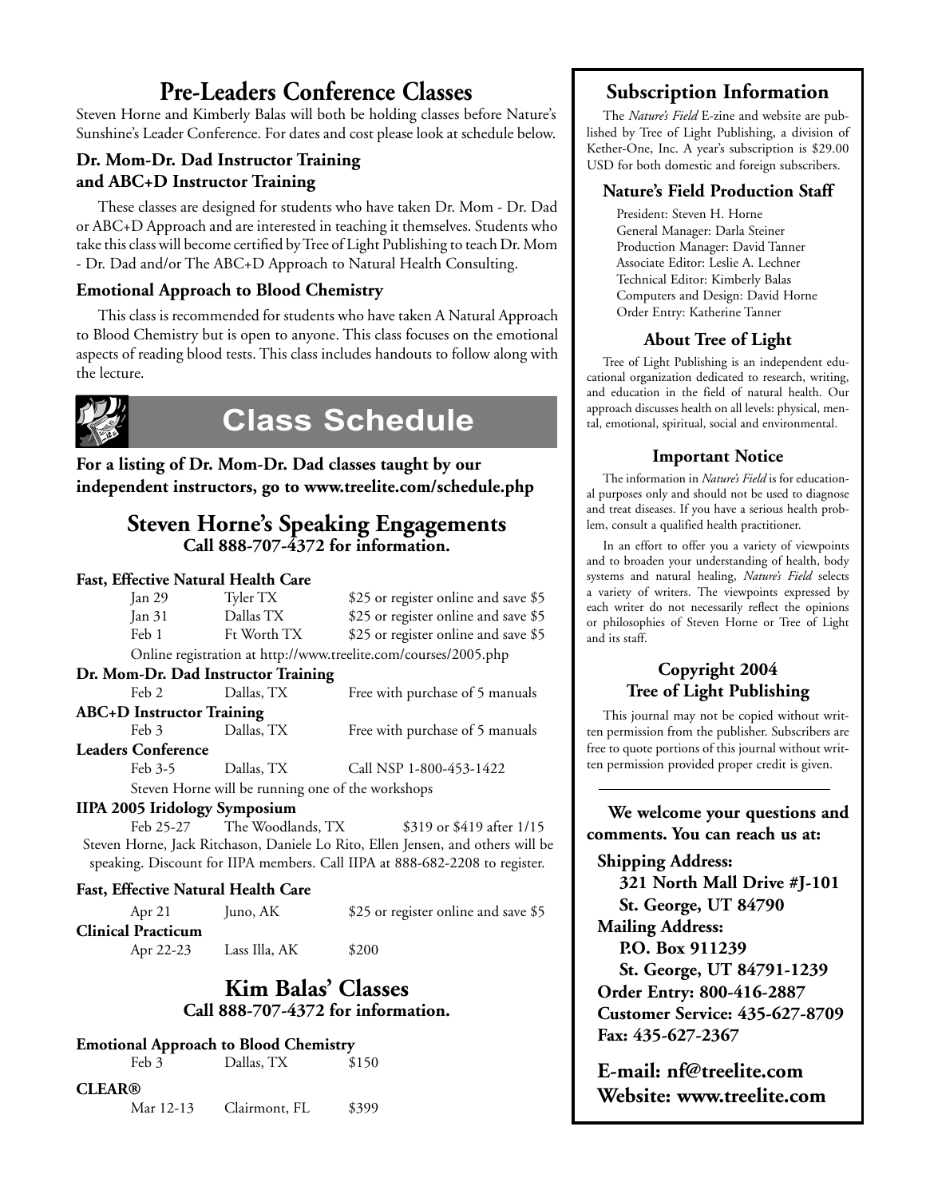# Pre-Leaders Conference Classes

Steven Horne and Kimberly Balas will both be holding classes before Nature's Sunshine's Leader Conference. For dates and cost please look at schedule below.

### Dr. Mom-Dr. Dad Instructor Training and ABC+D Instructor Training

These classes are designed for students who have taken Dr. Mom - Dr. Dad or ABC+D Approach and are interested in teaching it themselves. Students who take this class will become certified by Tree of Light Publishing to teach Dr. Mom - Dr. Dad and/or The ABC+D Approach to Natural Health Consulting.

### Emotional Approach to Blood Chemistry

This class is recommended for students who have taken A Natural Approach to Blood Chemistry but is open to anyone. This class focuses on the emotional aspects of reading blood tests. This class includes handouts to follow along with the lecture.

# Class Schedule

**For a listing of Dr. Mom-Dr. Dad classes taught by our independent instructors, go to www.treelite.com/schedule.php**

## Steven Horne's Speaking Engagements

**Call 888-707-4372 for information.**

**Fast, Effective Natural Health Care**

| | | |
|---|---|---|
| Jan 29 | Tyler TX | $25 or register online and save $5 |
| Jan 31 | Dallas TX | $25 or register online and save $5 |
| Feb 1 | Ft Worth TX | $25 or register online and save $5 |

Online registration at http://www.treelite.com/courses/2005.php

**Dr. Mom-Dr. Dad Instructor Training**

| | | |
|---|---|---|
| Feb 2 | Dallas, TX | Free with purchase of 5 manuals |

**ABC+D Instructor Training**

| | | |
|---|---|---|
| Feb 3 | Dallas, TX | Free with purchase of 5 manuals |

**Leaders Conference**

| | | |
|---|---|---|
| Feb 3-5 | Dallas, TX | Call NSP 1-800-453-1422 |

Steven Horne will be running one of the workshops

**IIPA 2005 Iridology Symposium**

| | | |
|---|---|---|
| Feb 25-27 | The Woodlands, TX | $319 or $419 after 1/15 |

Steven Horne, Jack Ritchason, Daniele Lo Rito, Ellen Jensen, and others will be speaking. Discount for IIPA members. Call IIPA at 888-682-2208 to register.

**Fast, Effective Natural Health Care**

| | | |
|---|---|---|
| Apr 21 | Juno, AK | $25 or register online and save $5 |

**Clinical Practicum**

| | | |
|---|---|---|
| Apr 22-23 | Lass Illa, AK | $200 |

## Kim Balas' Classes

**Call 888-707-4372 for information.**

**Emotional Approach to Blood Chemistry**

| | | |
|---|---|---|
| Feb 3 | Dallas, TX | $150 |

**CLEAR®**

| | | |
|---|---|---|
| Mar 12-13 | Clairmont, FL | $399 |

## Subscription Information

The *Nature's Field* E-zine and website are published by Tree of Light Publishing, a division of Kether-One, Inc. A year's subscription is $29.00 USD for both domestic and foreign subscribers.

### Nature's Field Production Staff

President: Steven H. Horne
General Manager: Darla Steiner
Production Manager: David Tanner
Associate Editor: Leslie A. Lechner
Technical Editor: Kimberly Balas
Computers and Design: David Horne
Order Entry: Katherine Tanner

### About Tree of Light

Tree of Light Publishing is an independent educational organization dedicated to research, writing, and education in the field of natural health. Our approach discusses health on all levels: physical, mental, emotional, spiritual, social and environmental.

### Important Notice

The information in *Nature's Field* is for educational purposes only and should not be used to diagnose and treat diseases. If you have a serious health problem, consult a qualified health practitioner.

In an effort to offer you a variety of viewpoints and to broaden your understanding of health, body systems and natural healing, *Nature's Field* selects a variety of writers. The viewpoints expressed by each writer do not necessarily reflect the opinions or philosophies of Steven Horne or Tree of Light and its staff.

### Copyright 2004 Tree of Light Publishing

This journal may not be copied without written permission from the publisher. Subscribers are free to quote portions of this journal without written permission provided proper credit is given.

---

**We welcome your questions and comments. You can reach us at:**

**Shipping Address:**
**321 North Mall Drive #J-101**
**St. George, UT 84790**
**Mailing Address:**
**P.O. Box 911239**
**St. George, UT 84791-1239**
**Order Entry: 800-416-2887**
**Customer Service: 435-627-8709**
**Fax: 435-627-2367**

**E-mail: nf@treelite.com**
**Website: www.treelite.com**